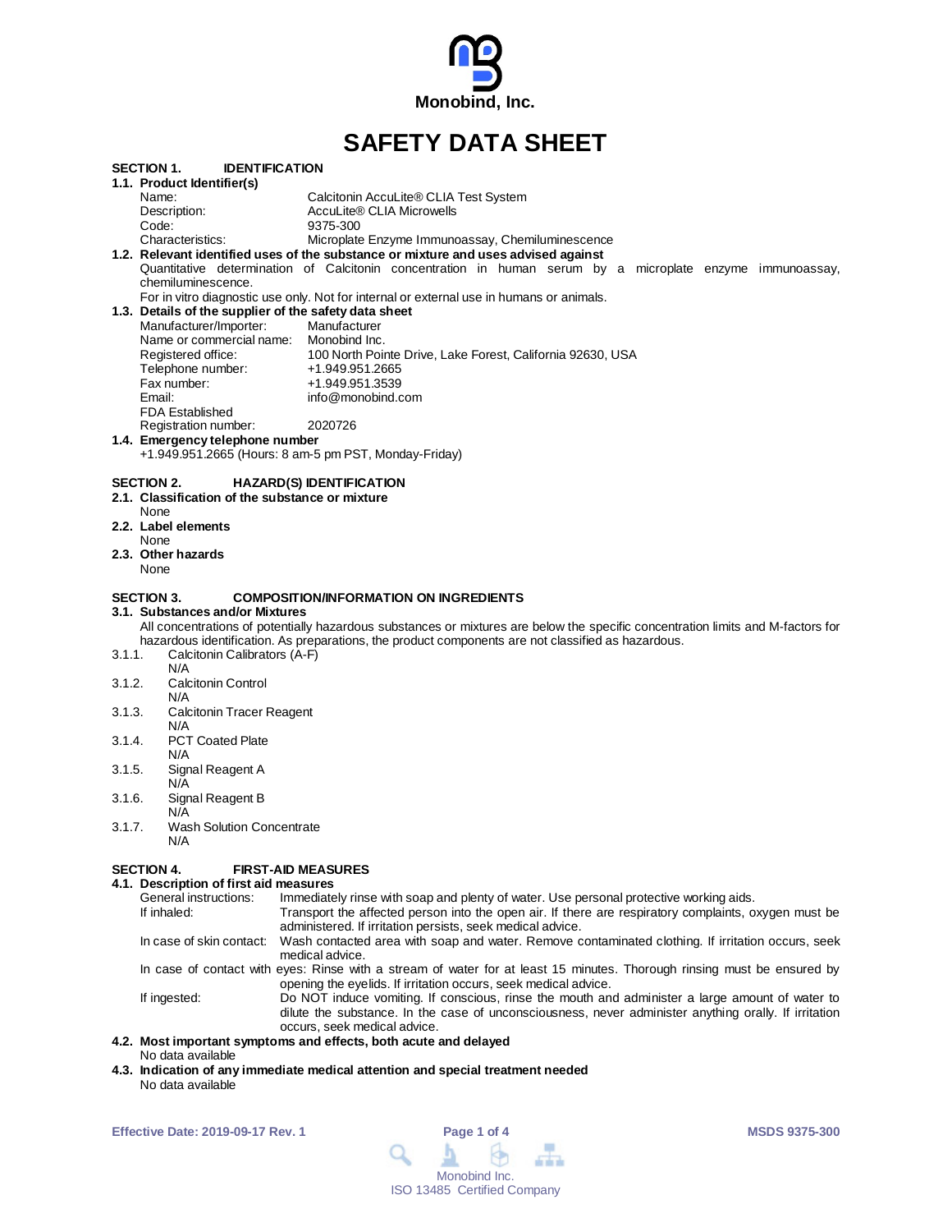Monobind, Inc.

# SAFETY DATA SHEET

## SECTION 1. IDENTIFICATION

### 1.1. Product Identifier(s)

| | |
|---|---|
| Name: | Calcitonin AccuLite® CLIA Test System |
| Description: | AccuLite® CLIA Microwells |
| Code: | 9375-300 |
| Characteristics: | Microplate Enzyme Immunoassay, Chemiluminescence |

### 1.2. Relevant identified uses of the substance or mixture and uses advised against

Quantitative determination of Calcitonin concentration in human serum by a microplate enzyme immunoassay, chemiluminescence.

For in vitro diagnostic use only. Not for internal or external use in humans or animals.

### 1.3. Details of the supplier of the safety data sheet

| | |
|---|---|
| Manufacturer/Importer: | Manufacturer |
| Name or commercial name: | Monobind Inc. |
| Registered office: | 100 North Pointe Drive, Lake Forest, California 92630, USA |
| Telephone number: | +1.949.951.2665 |
| Fax number: | +1.949.951.3539 |
| Email: | info@monobind.com |
| FDA Established Registration number: | 2020726 |

### 1.4. Emergency telephone number

+1.949.951.2665 (Hours: 8 am-5 pm PST, Monday-Friday)

## SECTION 2. HAZARD(S) IDENTIFICATION

### 2.1. Classification of the substance or mixture

None

### 2.2. Label elements

None

### 2.3. Other hazards

None

## SECTION 3. COMPOSITION/INFORMATION ON INGREDIENTS

### 3.1. Substances and/or Mixtures

All concentrations of potentially hazardous substances or mixtures are below the specific concentration limits and M-factors for hazardous identification. As preparations, the product components are not classified as hazardous.

3.1.1. Calcitonin Calibrators (A-F)
N/A

3.1.2. Calcitonin Control
N/A

3.1.3. Calcitonin Tracer Reagent
N/A

3.1.4. PCT Coated Plate
N/A

3.1.5. Signal Reagent A
N/A

3.1.6. Signal Reagent B
N/A

3.1.7. Wash Solution Concentrate
N/A

## SECTION 4. FIRST-AID MEASURES

### 4.1. Description of first aid measures

| | |
|---|---|
| General instructions: | Immediately rinse with soap and plenty of water. Use personal protective working aids. |
| If inhaled: | Transport the affected person into the open air. If there are respiratory complaints, oxygen must be administered. If irritation persists, seek medical advice. |
| In case of skin contact: | Wash contacted area with soap and water. Remove contaminated clothing. If irritation occurs, seek medical advice. |
| In case of contact with eyes: | Rinse with a stream of water for at least 15 minutes. Thorough rinsing must be ensured by opening the eyelids. If irritation occurs, seek medical advice. |
| If ingested: | Do NOT induce vomiting. If conscious, rinse the mouth and administer a large amount of water to dilute the substance. In the case of unconsciousness, never administer anything orally. If irritation occurs, seek medical advice. |

### 4.2. Most important symptoms and effects, both acute and delayed

No data available

### 4.3. Indication of any immediate medical attention and special treatment needed

No data available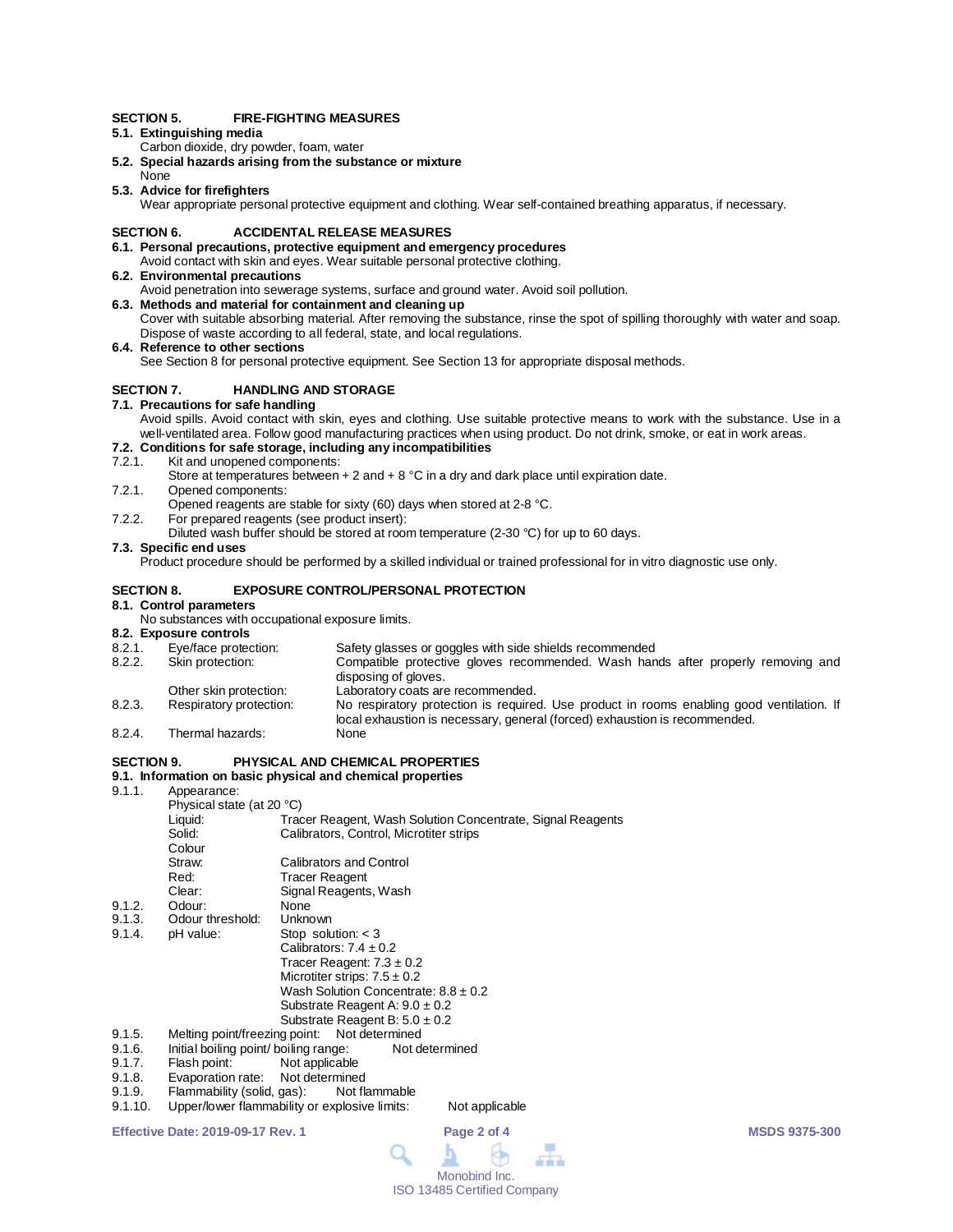## SECTION 5. FIRE-FIGHTING MEASURES

**5.1. Extinguishing media**

Carbon dioxide, dry powder, foam, water

**5.2. Special hazards arising from the substance or mixture**

None

**5.3. Advice for firefighters**

Wear appropriate personal protective equipment and clothing. Wear self-contained breathing apparatus, if necessary.

## SECTION 6. ACCIDENTAL RELEASE MEASURES

**6.1. Personal precautions, protective equipment and emergency procedures**

Avoid contact with skin and eyes. Wear suitable personal protective clothing.

**6.2. Environmental precautions**

Avoid penetration into sewerage systems, surface and ground water. Avoid soil pollution.

**6.3. Methods and material for containment and cleaning up**

Cover with suitable absorbing material. After removing the substance, rinse the spot of spilling thoroughly with water and soap. Dispose of waste according to all federal, state, and local regulations.

**6.4. Reference to other sections**

See Section 8 for personal protective equipment. See Section 13 for appropriate disposal methods.

## SECTION 7. HANDLING AND STORAGE

**7.1. Precautions for safe handling**

Avoid spills. Avoid contact with skin, eyes and clothing. Use suitable protective means to work with the substance. Use in a well-ventilated area. Follow good manufacturing practices when using product. Do not drink, smoke, or eat in work areas.

**7.2. Conditions for safe storage, including any incompatibilities**

7.2.1. Kit and unopened components:
Store at temperatures between + 2 and + 8 °C in a dry and dark place until expiration date.

7.2.1. Opened components:
Opened reagents are stable for sixty (60) days when stored at 2-8 °C.

7.2.2. For prepared reagents (see product insert):
Diluted wash buffer should be stored at room temperature (2-30 °C) for up to 60 days.

**7.3. Specific end uses**

Product procedure should be performed by a skilled individual or trained professional for in vitro diagnostic use only.

## SECTION 8. EXPOSURE CONTROL/PERSONAL PROTECTION

**8.1. Control parameters**

No substances with occupational exposure limits.

**8.2. Exposure controls**

| | | |
|---|---|---|
| 8.2.1. | Eye/face protection: | Safety glasses or goggles with side shields recommended |
| 8.2.2. | Skin protection: | Compatible protective gloves recommended. Wash hands after properly removing and disposing of gloves. |
| | Other skin protection: | Laboratory coats are recommended. |
| 8.2.3. | Respiratory protection: | No respiratory protection is required. Use product in rooms enabling good ventilation. If local exhaustion is necessary, general (forced) exhaustion is recommended. |
| 8.2.4. | Thermal hazards: | None |

## SECTION 9. PHYSICAL AND CHEMICAL PROPERTIES

**9.1. Information on basic physical and chemical properties**

9.1.1. Appearance:

Physical state (at 20 °C)

| | |
|---|---|
| Liquid: | Tracer Reagent, Wash Solution Concentrate, Signal Reagents |
| Solid: | Calibrators, Control, Microtiter strips |

Colour

| | |
|---|---|
| Straw: | Calibrators and Control |
| Red: | Tracer Reagent |
| Clear: | Signal Reagents, Wash |

9.1.2. Odour: None

9.1.3. Odour threshold: Unknown

9.1.4. pH value:
- Stop solution: < 3
- Calibrators: 7.4 ± 0.2
- Tracer Reagent: 7.3 ± 0.2
- Microtiter strips: 7.5 ± 0.2
- Wash Solution Concentrate: 8.8 ± 0.2
- Substrate Reagent A: 9.0 ± 0.2
- Substrate Reagent B: 5.0 ± 0.2

9.1.5. Melting point/freezing point: Not determined

9.1.6. Initial boiling point/ boiling range: Not determined

9.1.7. Flash point: Not applicable

9.1.8. Evaporation rate: Not determined

9.1.9. Flammability (solid, gas): Not flammable

9.1.10. Upper/lower flammability or explosive limits: Not applicable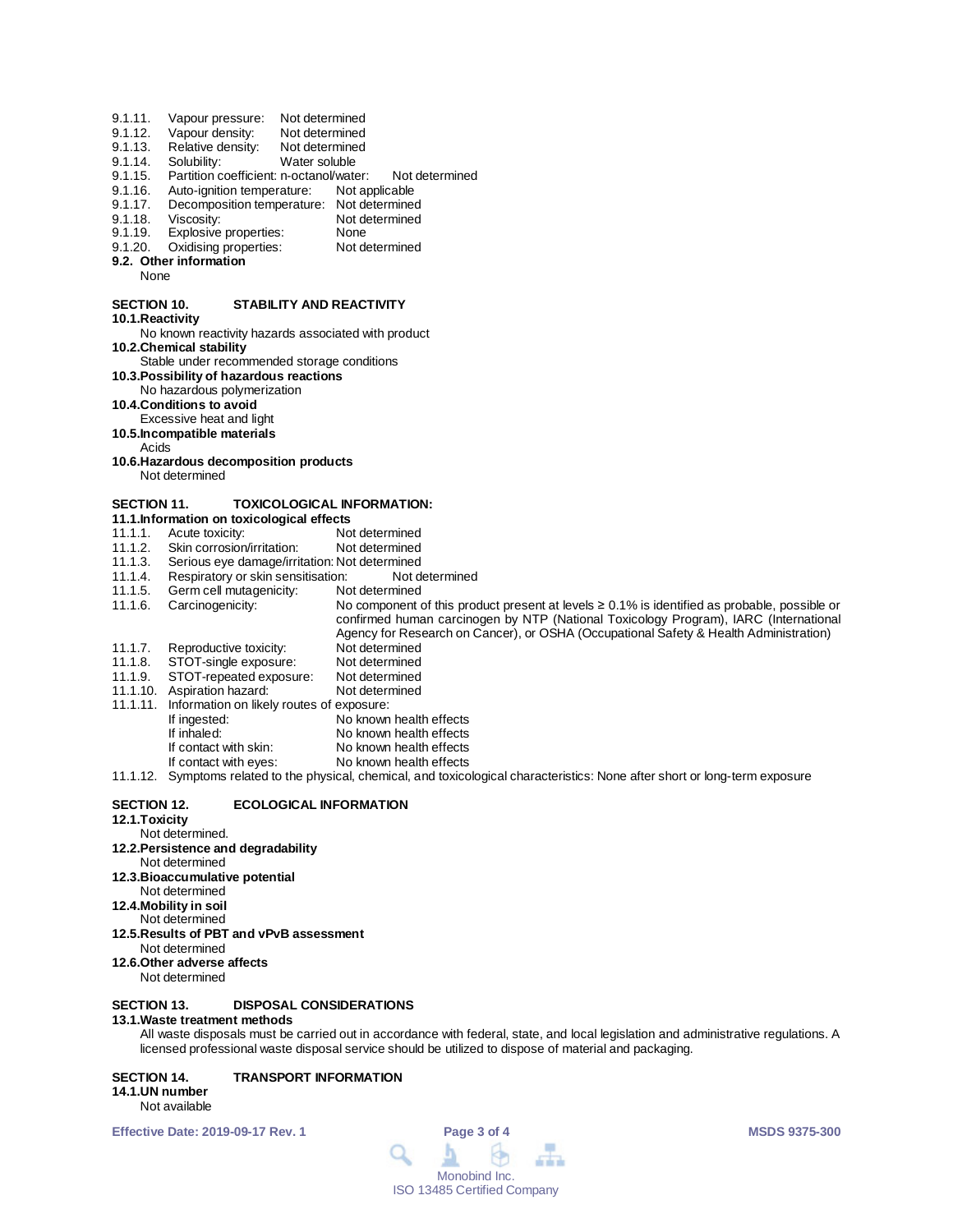9.1.11. Vapour pressure: Not determined
9.1.12. Vapour density: Not determined
9.1.13. Relative density: Not determined
9.1.14. Solubility: Water soluble
9.1.15. Partition coefficient: n-octanol/water: Not determined
9.1.16. Auto-ignition temperature: Not applicable
9.1.17. Decomposition temperature: Not determined
9.1.18. Viscosity: Not determined
9.1.19. Explosive properties: None
9.1.20. Oxidising properties: Not determined

**9.2. Other information**

None

## SECTION 10. STABILITY AND REACTIVITY

**10.1. Reactivity**

No known reactivity hazards associated with product

**10.2. Chemical stability**

Stable under recommended storage conditions

**10.3. Possibility of hazardous reactions**

No hazardous polymerization

**10.4. Conditions to avoid**

Excessive heat and light

**10.5. Incompatible materials**

Acids

**10.6. Hazardous decomposition products**

Not determined

## SECTION 11. TOXICOLOGICAL INFORMATION:

**11.1. Information on toxicological effects**

11.1.1. Acute toxicity: Not determined
11.1.2. Skin corrosion/irritation: Not determined
11.1.3. Serious eye damage/irritation: Not determined
11.1.4. Respiratory or skin sensitisation: Not determined
11.1.5. Germ cell mutagenicity: Not determined
11.1.6. Carcinogenicity: No component of this product present at levels ≥ 0.1% is identified as probable, possible or confirmed human carcinogen by NTP (National Toxicology Program), IARC (International Agency for Research on Cancer), or OSHA (Occupational Safety & Health Administration)
11.1.7. Reproductive toxicity: Not determined
11.1.8. STOT-single exposure: Not determined
11.1.9. STOT-repeated exposure: Not determined
11.1.10. Aspiration hazard: Not determined
11.1.11. Information on likely routes of exposure:
- If ingested: No known health effects
- If inhaled: No known health effects
- If contact with skin: No known health effects
- If contact with eyes: No known health effects

11.1.12. Symptoms related to the physical, chemical, and toxicological characteristics: None after short or long-term exposure

## SECTION 12. ECOLOGICAL INFORMATION

**12.1. Toxicity**

Not determined.

**12.2. Persistence and degradability**

Not determined

**12.3. Bioaccumulative potential**

Not determined

**12.4. Mobility in soil**

Not determined

**12.5. Results of PBT and vPvB assessment**

Not determined

**12.6. Other adverse affects**

Not determined

## SECTION 13. DISPOSAL CONSIDERATIONS

**13.1. Waste treatment methods**

All waste disposals must be carried out in accordance with federal, state, and local legislation and administrative regulations. A licensed professional waste disposal service should be utilized to dispose of material and packaging.

## SECTION 14. TRANSPORT INFORMATION

**14.1. UN number**

Not available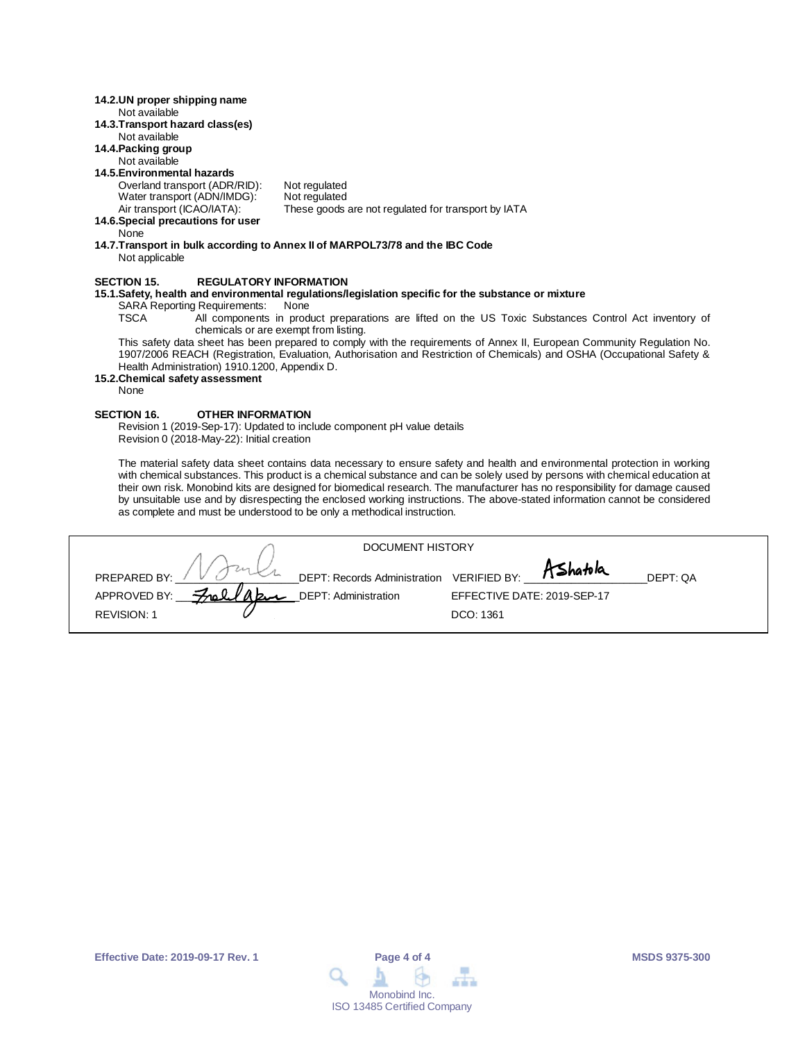**14.2. UN proper shipping name**

Not available

**14.3. Transport hazard class(es)**

Not available

**14.4. Packing group**

Not available

**14.5. Environmental hazards**

| | |
|---|---|
| Overland transport (ADR/RID): | Not regulated |
| Water transport (ADN/IMDG): | Not regulated |
| Air transport (ICAO/IATA): | These goods are not regulated for transport by IATA |

**14.6. Special precautions for user**

None

**14.7. Transport in bulk according to Annex II of MARPOL73/78 and the IBC Code**

Not applicable

## SECTION 15. REGULATORY INFORMATION

**15.1. Safety, health and environmental regulations/legislation specific for the substance or mixture**

SARA Reporting Requirements: None

TSCA All components in product preparations are lifted on the US Toxic Substances Control Act inventory of chemicals or are exempt from listing.

This safety data sheet has been prepared to comply with the requirements of Annex II, European Community Regulation No. 1907/2006 REACH (Registration, Evaluation, Authorisation and Restriction of Chemicals) and OSHA (Occupational Safety & Health Administration) 1910.1200, Appendix D.

**15.2. Chemical safety assessment**

None

## SECTION 16. OTHER INFORMATION

Revision 1 (2019-Sep-17): Updated to include component pH value details

Revision 0 (2018-May-22): Initial creation

The material safety data sheet contains data necessary to ensure safety and health and environmental protection in working with chemical substances. This product is a chemical substance and can be solely used by persons with chemical education at their own risk. Monobind kits are designed for biomedical research. The manufacturer has no responsibility for damage caused by unsuitable use and by disrespecting the enclosed working instructions. The above-stated information cannot be considered as complete and must be understood to be only a methodical instruction.

| DOCUMENT HISTORY | | | |
|---|---|---|---|
| PREPARED BY: | DEPT: Records Administration | VERIFIED BY: Ashatola | DEPT: QA |
| APPROVED BY: | DEPT: Administration | EFFECTIVE DATE: 2019-SEP-17 | |
| REVISION: 1 | | DCO: 1361 | |

Monobind Inc.
ISO 13485 Certified Company